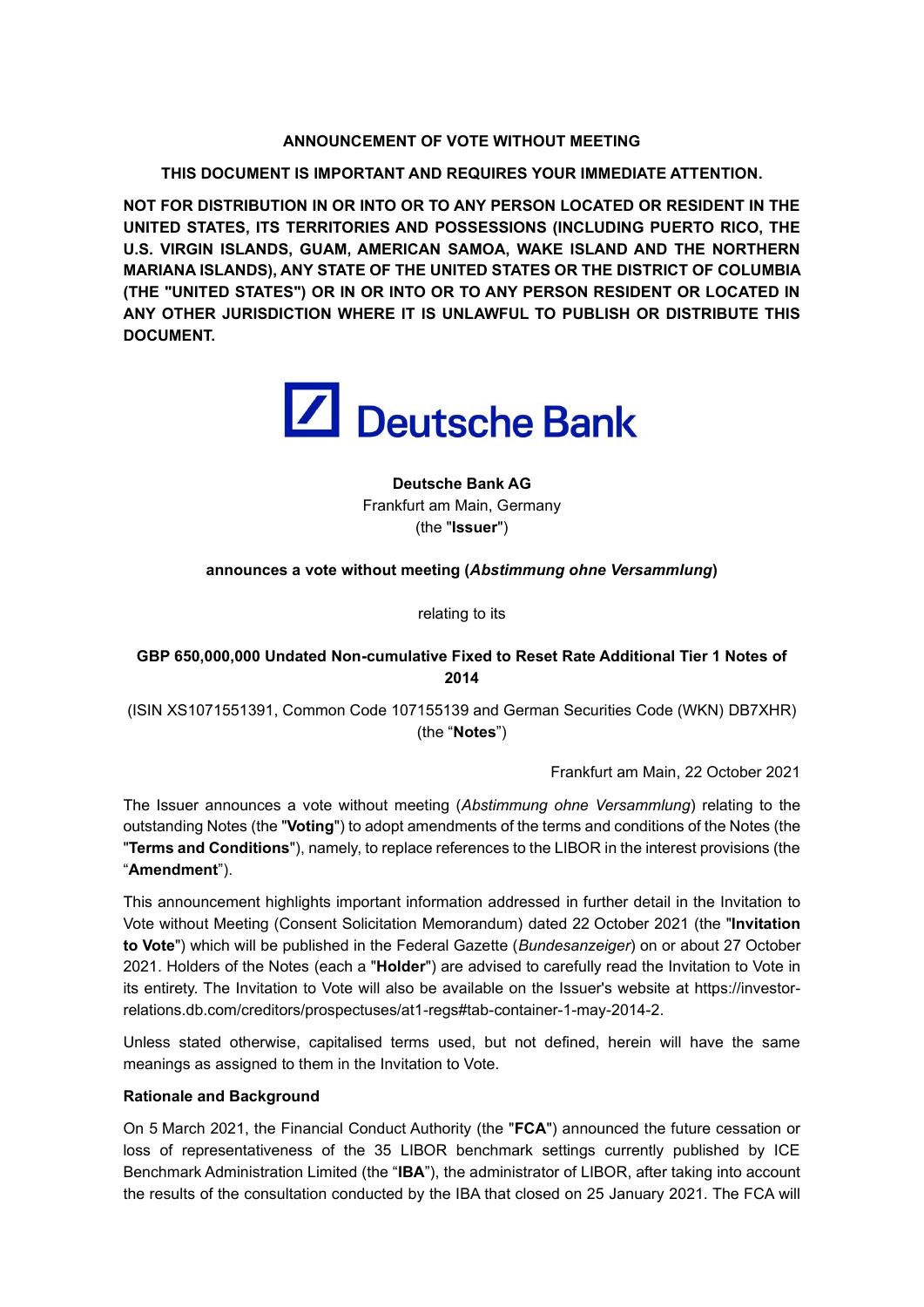**ANNOUNCEMENT OF VOTE WITHOUT MEETING**

**THIS DOCUMENT IS IMPORTANT AND REQUIRES YOUR IMMEDIATE ATTENTION.**

**NOT FOR DISTRIBUTION IN OR INTO OR TO ANY PERSON LOCATED OR RESIDENT IN THE UNITED STATES, ITS TERRITORIES AND POSSESSIONS (INCLUDING PUERTO RICO, THE U.S. VIRGIN ISLANDS, GUAM, AMERICAN SAMOA, WAKE ISLAND AND THE NORTHERN MARIANA ISLANDS), ANY STATE OF THE UNITED STATES OR THE DISTRICT OF COLUMBIA (THE "UNITED STATES") OR IN OR INTO OR TO ANY PERSON RESIDENT OR LOCATED IN ANY OTHER JURISDICTION WHERE IT IS UNLAWFUL TO PUBLISH OR DISTRIBUTE THIS DOCUMENT.**

Deutsche Bank

**Deutsche Bank AG**
Frankfurt am Main, Germany
(the "**Issuer**")

**announces a vote without meeting (*Abstimmung ohne Versammlung*)**

relating to its

**GBP 650,000,000 Undated Non-cumulative Fixed to Reset Rate Additional Tier 1 Notes of 2014**

(ISIN XS1071551391, Common Code 107155139 and German Securities Code (WKN) DB7XHR) (the "**Notes**")

Frankfurt am Main, 22 October 2021

The Issuer announces a vote without meeting (*Abstimmung ohne Versammlung*) relating to the outstanding Notes (the "**Voting**") to adopt amendments of the terms and conditions of the Notes (the "**Terms and Conditions**"), namely, to replace references to the LIBOR in the interest provisions (the "**Amendment**").

This announcement highlights important information addressed in further detail in the Invitation to Vote without Meeting (Consent Solicitation Memorandum) dated 22 October 2021 (the "**Invitation to Vote**") which will be published in the Federal Gazette (*Bundesanzeiger*) on or about 27 October 2021. Holders of the Notes (each a "**Holder**") are advised to carefully read the Invitation to Vote in its entirety. The Invitation to Vote will also be available on the Issuer's website at https://investor-relations.db.com/creditors/prospectuses/at1-regs#tab-container-1-may-2014-2.

Unless stated otherwise, capitalised terms used, but not defined, herein will have the same meanings as assigned to them in the Invitation to Vote.

**Rationale and Background**

On 5 March 2021, the Financial Conduct Authority (the "**FCA**") announced the future cessation or loss of representativeness of the 35 LIBOR benchmark settings currently published by ICE Benchmark Administration Limited (the "**IBA**"), the administrator of LIBOR, after taking into account the results of the consultation conducted by the IBA that closed on 25 January 2021. The FCA will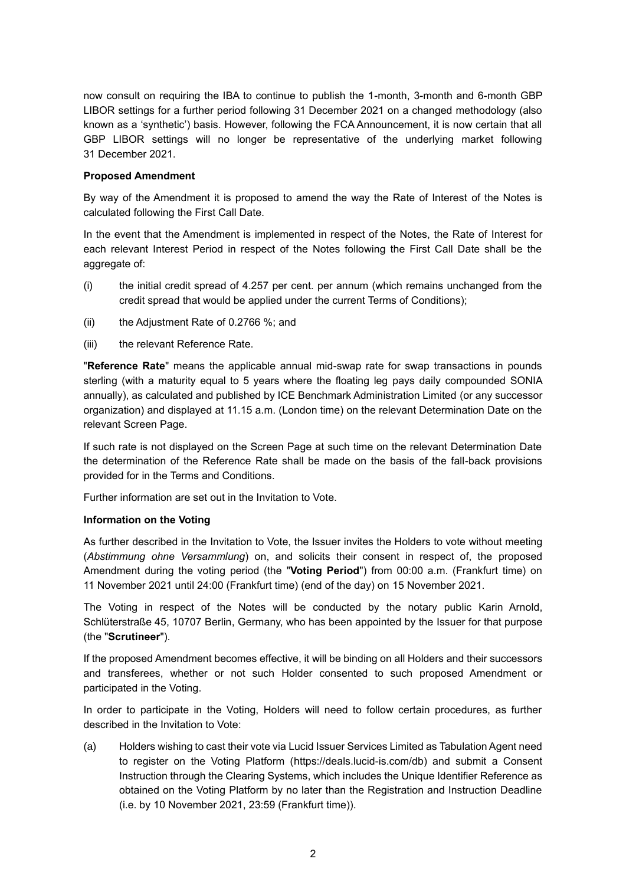now consult on requiring the IBA to continue to publish the 1-month, 3-month and 6-month GBP LIBOR settings for a further period following 31 December 2021 on a changed methodology (also known as a 'synthetic') basis. However, following the FCA Announcement, it is now certain that all GBP LIBOR settings will no longer be representative of the underlying market following 31 December 2021.

**Proposed Amendment**

By way of the Amendment it is proposed to amend the way the Rate of Interest of the Notes is calculated following the First Call Date.

In the event that the Amendment is implemented in respect of the Notes, the Rate of Interest for each relevant Interest Period in respect of the Notes following the First Call Date shall be the aggregate of:

(i) the initial credit spread of 4.257 per cent. per annum (which remains unchanged from the credit spread that would be applied under the current Terms of Conditions);

(ii) the Adjustment Rate of 0.2766 %; and

(iii) the relevant Reference Rate.

"**Reference Rate**" means the applicable annual mid-swap rate for swap transactions in pounds sterling (with a maturity equal to 5 years where the floating leg pays daily compounded SONIA annually), as calculated and published by ICE Benchmark Administration Limited (or any successor organization) and displayed at 11.15 a.m. (London time) on the relevant Determination Date on the relevant Screen Page.

If such rate is not displayed on the Screen Page at such time on the relevant Determination Date the determination of the Reference Rate shall be made on the basis of the fall-back provisions provided for in the Terms and Conditions.

Further information are set out in the Invitation to Vote.

**Information on the Voting**

As further described in the Invitation to Vote, the Issuer invites the Holders to vote without meeting (*Abstimmung ohne Versammlung*) on, and solicits their consent in respect of, the proposed Amendment during the voting period (the "**Voting Period**") from 00:00 a.m. (Frankfurt time) on 11 November 2021 until 24:00 (Frankfurt time) (end of the day) on 15 November 2021.

The Voting in respect of the Notes will be conducted by the notary public Karin Arnold, Schlüterstraße 45, 10707 Berlin, Germany, who has been appointed by the Issuer for that purpose (the "**Scrutineer**").

If the proposed Amendment becomes effective, it will be binding on all Holders and their successors and transferees, whether or not such Holder consented to such proposed Amendment or participated in the Voting.

In order to participate in the Voting, Holders will need to follow certain procedures, as further described in the Invitation to Vote:

(a) Holders wishing to cast their vote via Lucid Issuer Services Limited as Tabulation Agent need to register on the Voting Platform (https://deals.lucid-is.com/db) and submit a Consent Instruction through the Clearing Systems, which includes the Unique Identifier Reference as obtained on the Voting Platform by no later than the Registration and Instruction Deadline (i.e. by 10 November 2021, 23:59 (Frankfurt time)).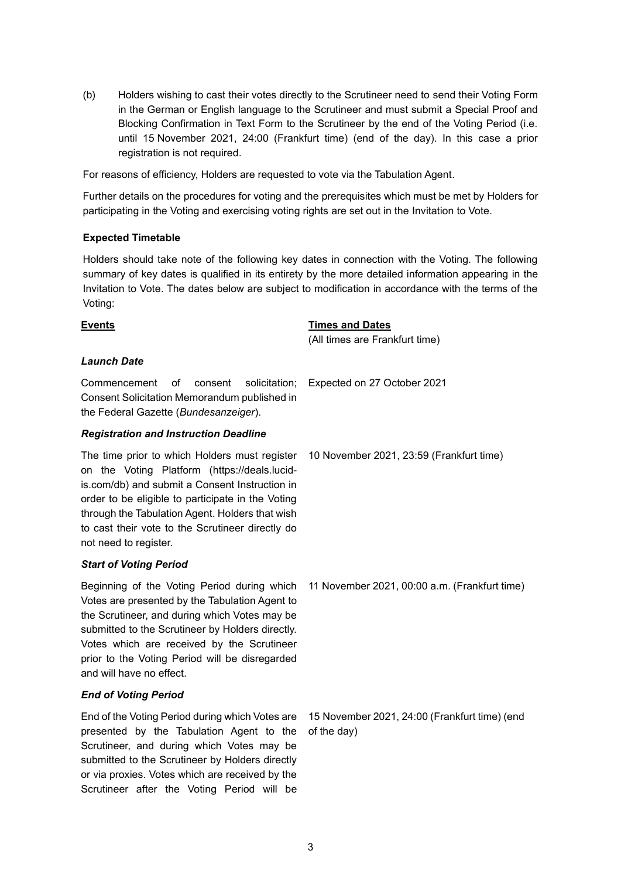(b) Holders wishing to cast their votes directly to the Scrutineer need to send their Voting Form in the German or English language to the Scrutineer and must submit a Special Proof and Blocking Confirmation in Text Form to the Scrutineer by the end of the Voting Period (i.e. until 15 November 2021, 24:00 (Frankfurt time) (end of the day). In this case a prior registration is not required.

For reasons of efficiency, Holders are requested to vote via the Tabulation Agent.

Further details on the procedures for voting and the prerequisites which must be met by Holders for participating in the Voting and exercising voting rights are set out in the Invitation to Vote.

**Expected Timetable**

Holders should take note of the following key dates in connection with the Voting. The following summary of key dates is qualified in its entirety by the more detailed information appearing in the Invitation to Vote. The dates below are subject to modification in accordance with the terms of the Voting:

| **Events** | **Times and Dates** (All times are Frankfurt time) |
|---|---|
| ***Launch Date*** | |
| Commencement of consent solicitation; Consent Solicitation Memorandum published in the Federal Gazette (*Bundesanzeiger*). | Expected on 27 October 2021 |
| ***Registration and Instruction Deadline*** | |
| The time prior to which Holders must register on the Voting Platform (https://deals.lucid-is.com/db) and submit a Consent Instruction in order to be eligible to participate in the Voting through the Tabulation Agent. Holders that wish to cast their vote to the Scrutineer directly do not need to register. | 10 November 2021, 23:59 (Frankfurt time) |
| ***Start of Voting Period*** | |
| Beginning of the Voting Period during which Votes are presented by the Tabulation Agent to the Scrutineer, and during which Votes may be submitted to the Scrutineer by Holders directly. Votes which are received by the Scrutineer prior to the Voting Period will be disregarded and will have no effect. | 11 November 2021, 00:00 a.m. (Frankfurt time) |
| ***End of Voting Period*** | |
| End of the Voting Period during which Votes are presented by the Tabulation Agent to the Scrutineer, and during which Votes may be submitted to the Scrutineer by Holders directly or via proxies. Votes which are received by the Scrutineer after the Voting Period will be | 15 November 2021, 24:00 (Frankfurt time) (end of the day) |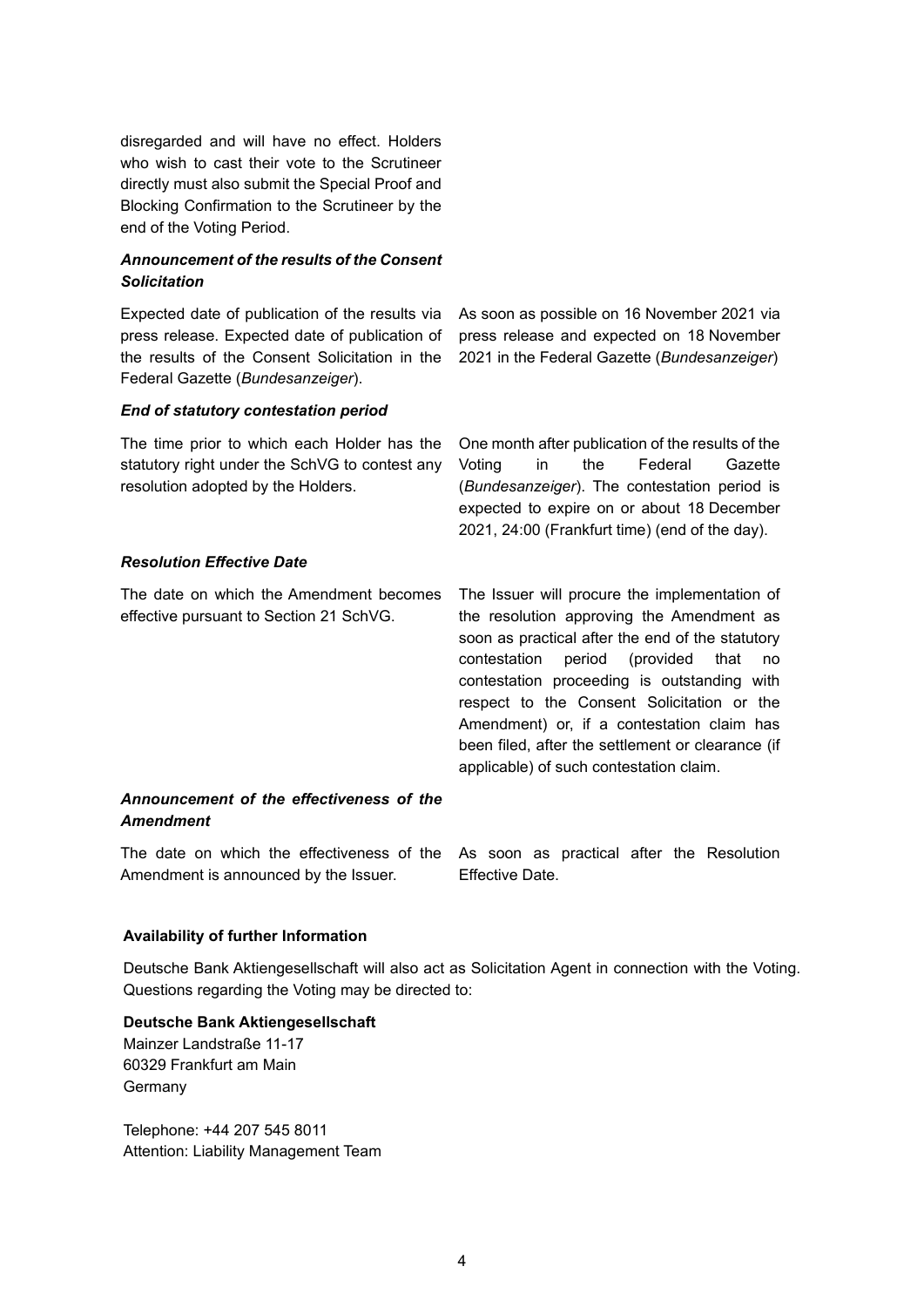disregarded and will have no effect. Holders who wish to cast their vote to the Scrutineer directly must also submit the Special Proof and Blocking Confirmation to the Scrutineer by the end of the Voting Period.

***Announcement of the results of the Consent Solicitation***

| | |
|---|---|
| Expected date of publication of the results via press release. Expected date of publication of the results of the Consent Solicitation in the Federal Gazette (*Bundesanzeiger*). | As soon as possible on 16 November 2021 via press release and expected on 18 November 2021 in the Federal Gazette (*Bundesanzeiger*) |

***End of statutory contestation period***

| | |
|---|---|
| The time prior to which each Holder has the statutory right under the SchVG to contest any resolution adopted by the Holders. | One month after publication of the results of the Voting in the Federal Gazette (*Bundesanzeiger*). The contestation period is expected to expire on or about 18 December 2021, 24:00 (Frankfurt time) (end of the day). |

***Resolution Effective Date***

| | |
|---|---|
| The date on which the Amendment becomes effective pursuant to Section 21 SchVG. | The Issuer will procure the implementation of the resolution approving the Amendment as soon as practical after the end of the statutory contestation period (provided that no contestation proceeding is outstanding with respect to the Consent Solicitation or the Amendment) or, if a contestation claim has been filed, after the settlement or clearance (if applicable) of such contestation claim. |

***Announcement of the effectiveness of the Amendment***

| | |
|---|---|
| The date on which the effectiveness of the Amendment is announced by the Issuer. | As soon as practical after the Resolution Effective Date. |

**Availability of further Information**

Deutsche Bank Aktiengesellschaft will also act as Solicitation Agent in connection with the Voting. Questions regarding the Voting may be directed to:

**Deutsche Bank Aktiengesellschaft**
Mainzer Landstraße 11-17
60329 Frankfurt am Main
Germany

Telephone: +44 207 545 8011
Attention: Liability Management Team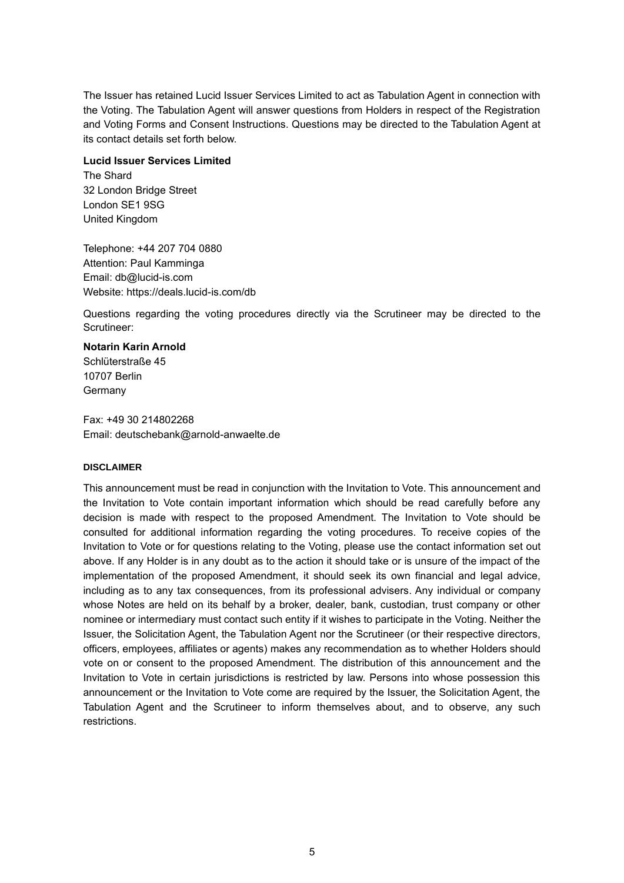The Issuer has retained Lucid Issuer Services Limited to act as Tabulation Agent in connection with the Voting. The Tabulation Agent will answer questions from Holders in respect of the Registration and Voting Forms and Consent Instructions. Questions may be directed to the Tabulation Agent at its contact details set forth below.

**Lucid Issuer Services Limited**
The Shard
32 London Bridge Street
London SE1 9SG
United Kingdom

Telephone: +44 207 704 0880
Attention: Paul Kamminga
Email: db@lucid-is.com
Website: https://deals.lucid-is.com/db

Questions regarding the voting procedures directly via the Scrutineer may be directed to the Scrutineer:

**Notarin Karin Arnold**
Schlüterstraße 45
10707 Berlin
Germany

Fax: +49 30 214802268
Email: deutschebank@arnold-anwaelte.de

#### DISCLAIMER

This announcement must be read in conjunction with the Invitation to Vote. This announcement and the Invitation to Vote contain important information which should be read carefully before any decision is made with respect to the proposed Amendment. The Invitation to Vote should be consulted for additional information regarding the voting procedures. To receive copies of the Invitation to Vote or for questions relating to the Voting, please use the contact information set out above. If any Holder is in any doubt as to the action it should take or is unsure of the impact of the implementation of the proposed Amendment, it should seek its own financial and legal advice, including as to any tax consequences, from its professional advisers. Any individual or company whose Notes are held on its behalf by a broker, dealer, bank, custodian, trust company or other nominee or intermediary must contact such entity if it wishes to participate in the Voting. Neither the Issuer, the Solicitation Agent, the Tabulation Agent nor the Scrutineer (or their respective directors, officers, employees, affiliates or agents) makes any recommendation as to whether Holders should vote on or consent to the proposed Amendment. The distribution of this announcement and the Invitation to Vote in certain jurisdictions is restricted by law. Persons into whose possession this announcement or the Invitation to Vote come are required by the Issuer, the Solicitation Agent, the Tabulation Agent and the Scrutineer to inform themselves about, and to observe, any such restrictions.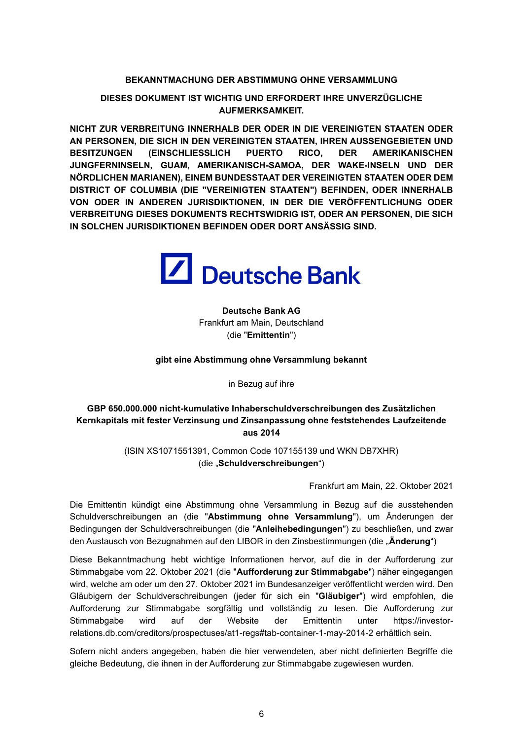**BEKANNTMACHUNG DER ABSTIMMUNG OHNE VERSAMMLUNG**

**DIESES DOKUMENT IST WICHTIG UND ERFORDERT IHRE UNVERZÜGLICHE AUFMERKSAMKEIT.**

**NICHT ZUR VERBREITUNG INNERHALB DER ODER IN DIE VEREINIGTEN STAATEN ODER AN PERSONEN, DIE SICH IN DEN VEREINIGTEN STAATEN, IHREN AUSSENGEBIETEN UND BESITZUNGEN (EINSCHLIESSLICH PUERTO RICO, DER AMERIKANISCHEN JUNGFERNINSELN, GUAM, AMERIKANISCH-SAMOA, DER WAKE-INSELN UND DER NÖRDLICHEN MARIANEN), EINEM BUNDESSTAAT DER VEREINIGTEN STAATEN ODER DEM DISTRICT OF COLUMBIA (DIE "VEREINIGTEN STAATEN") BEFINDEN, ODER INNERHALB VON ODER IN ANDEREN JURISDIKTIONEN, IN DER DIE VERÖFFENTLICHUNG ODER VERBREITUNG DIESES DOKUMENTS RECHTSWIDRIG IST, ODER AN PERSONEN, DIE SICH IN SOLCHEN JURISDIKTIONEN BEFINDEN ODER DORT ANSÄSSIG SIND.**

Deutsche Bank

**Deutsche Bank AG**
Frankfurt am Main, Deutschland
(die "**Emittentin**")

**gibt eine Abstimmung ohne Versammlung bekannt**

in Bezug auf ihre

**GBP 650.000.000 nicht-kumulative Inhaberschuldverschreibungen des Zusätzlichen Kernkapitals mit fester Verzinsung und Zinsanpassung ohne feststehendes Laufzeitende aus 2014**

(ISIN XS1071551391, Common Code 107155139 und WKN DB7XHR)
(die „**Schuldverschreibungen**")

Frankfurt am Main, 22. Oktober 2021

Die Emittentin kündigt eine Abstimmung ohne Versammlung in Bezug auf die ausstehenden Schuldverschreibungen an (die "**Abstimmung ohne Versammlung**"), um Änderungen der Bedingungen der Schuldverschreibungen (die "**Anleihebedingungen**") zu beschließen, und zwar den Austausch von Bezugnahmen auf den LIBOR in den Zinsbestimmungen (die „**Änderung**")

Diese Bekanntmachung hebt wichtige Informationen hervor, auf die in der Aufforderung zur Stimmabgabe vom 22. Oktober 2021 (die "**Aufforderung zur Stimmabgabe**") näher eingegangen wird, welche am oder um den 27. Oktober 2021 im Bundesanzeiger veröffentlicht werden wird. Den Gläubigern der Schuldverschreibungen (jeder für sich ein "**Gläubiger**") wird empfohlen, die Aufforderung zur Stimmabgabe sorgfältig und vollständig zu lesen. Die Aufforderung zur Stimmabgabe wird auf der Website der Emittentin unter https://investor-relations.db.com/creditors/prospectuses/at1-regs#tab-container-1-may-2014-2 erhältlich sein.

Sofern nicht anders angegeben, haben die hier verwendeten, aber nicht definierten Begriffe die gleiche Bedeutung, die ihnen in der Aufforderung zur Stimmabgabe zugewiesen wurden.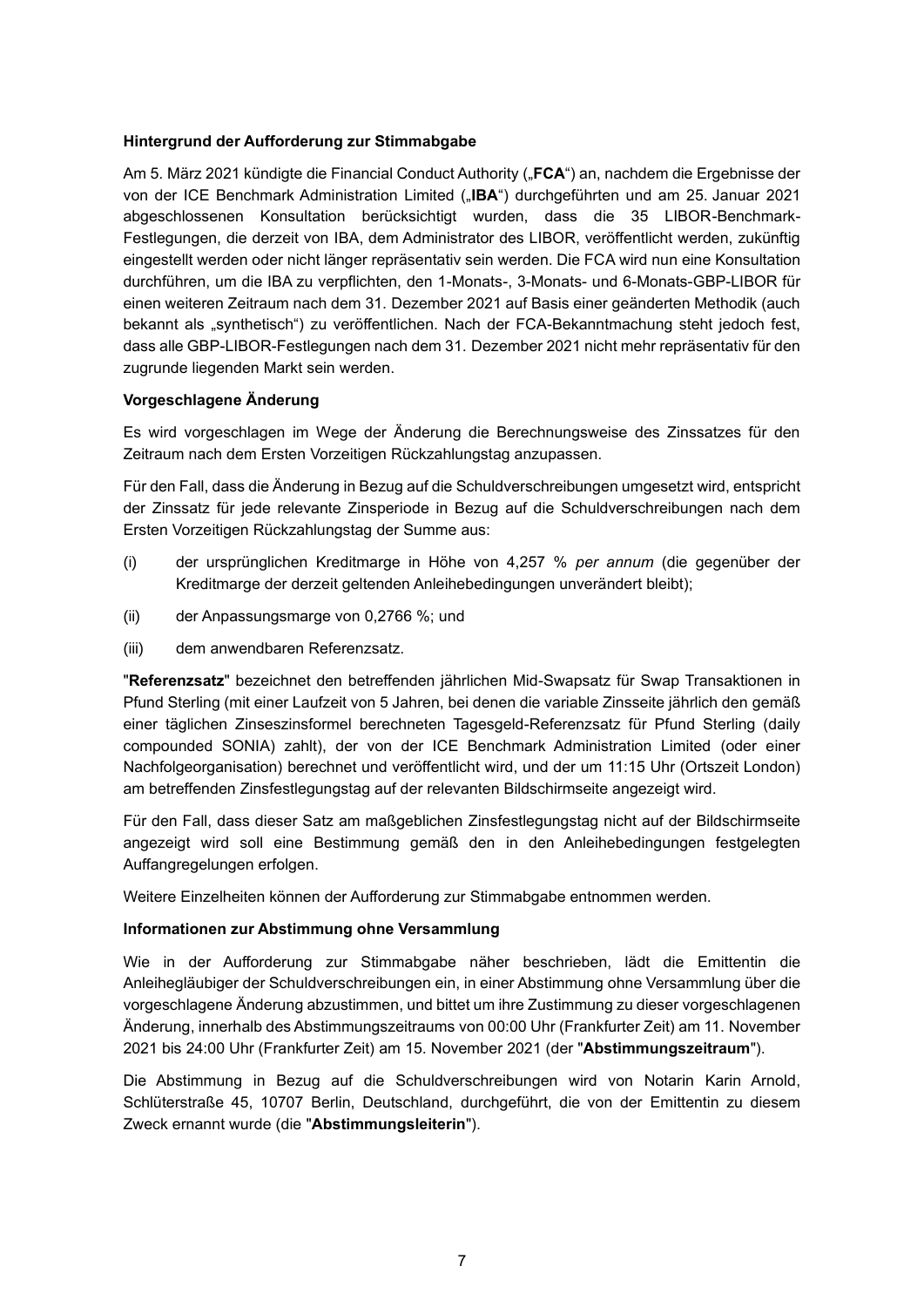**Hintergrund der Aufforderung zur Stimmabgabe**

Am 5. März 2021 kündigte die Financial Conduct Authority („**FCA**") an, nachdem die Ergebnisse der von der ICE Benchmark Administration Limited („**IBA**") durchgeführten und am 25. Januar 2021 abgeschlossenen Konsultation berücksichtigt wurden, dass die 35 LIBOR-Benchmark-Festlegungen, die derzeit von IBA, dem Administrator des LIBOR, veröffentlicht werden, zukünftig eingestellt werden oder nicht länger repräsentativ sein werden. Die FCA wird nun eine Konsultation durchführen, um die IBA zu verpflichten, den 1-Monats-, 3-Monats- und 6-Monats-GBP-LIBOR für einen weiteren Zeitraum nach dem 31. Dezember 2021 auf Basis einer geänderten Methodik (auch bekannt als „synthetisch") zu veröffentlichen. Nach der FCA-Bekanntmachung steht jedoch fest, dass alle GBP-LIBOR-Festlegungen nach dem 31. Dezember 2021 nicht mehr repräsentativ für den zugrunde liegenden Markt sein werden.

**Vorgeschlagene Änderung**

Es wird vorgeschlagen im Wege der Änderung die Berechnungsweise des Zinssatzes für den Zeitraum nach dem Ersten Vorzeitigen Rückzahlungstag anzupassen.

Für den Fall, dass die Änderung in Bezug auf die Schuldverschreibungen umgesetzt wird, entspricht der Zinssatz für jede relevante Zinsperiode in Bezug auf die Schuldverschreibungen nach dem Ersten Vorzeitigen Rückzahlungstag der Summe aus:

(i) der ursprünglichen Kreditmarge in Höhe von 4,257 % *per annum* (die gegenüber der Kreditmarge der derzeit geltenden Anleihebedingungen unverändert bleibt);

(ii) der Anpassungsmarge von 0,2766 %; und

(iii) dem anwendbaren Referenzsatz.

"**Referenzsatz**" bezeichnet den betreffenden jährlichen Mid-Swapsatz für Swap Transaktionen in Pfund Sterling (mit einer Laufzeit von 5 Jahren, bei denen die variable Zinsseite jährlich den gemäß einer täglichen Zinseszinsformel berechneten Tagesgeld-Referenzsatz für Pfund Sterling (daily compounded SONIA) zahlt), der von der ICE Benchmark Administration Limited (oder einer Nachfolgeorganisation) berechnet und veröffentlicht wird, und der um 11:15 Uhr (Ortszeit London) am betreffenden Zinsfestlegungstag auf der relevanten Bildschirmseite angezeigt wird.

Für den Fall, dass dieser Satz am maßgeblichen Zinsfestlegungstag nicht auf der Bildschirmseite angezeigt wird soll eine Bestimmung gemäß den in den Anleihebedingungen festgelegten Auffangregelungen erfolgen.

Weitere Einzelheiten können der Aufforderung zur Stimmabgabe entnommen werden.

**Informationen zur Abstimmung ohne Versammlung**

Wie in der Aufforderung zur Stimmabgabe näher beschrieben, lädt die Emittentin die Anleihegläubiger der Schuldverschreibungen ein, in einer Abstimmung ohne Versammlung über die vorgeschlagene Änderung abzustimmen, und bittet um ihre Zustimmung zu dieser vorgeschlagenen Änderung, innerhalb des Abstimmungszeitraums von 00:00 Uhr (Frankfurter Zeit) am 11. November 2021 bis 24:00 Uhr (Frankfurter Zeit) am 15. November 2021 (der "**Abstimmungszeitraum**").

Die Abstimmung in Bezug auf die Schuldverschreibungen wird von Notarin Karin Arnold, Schlüterstraße 45, 10707 Berlin, Deutschland, durchgeführt, die von der Emittentin zu diesem Zweck ernannt wurde (die "**Abstimmungsleiterin**").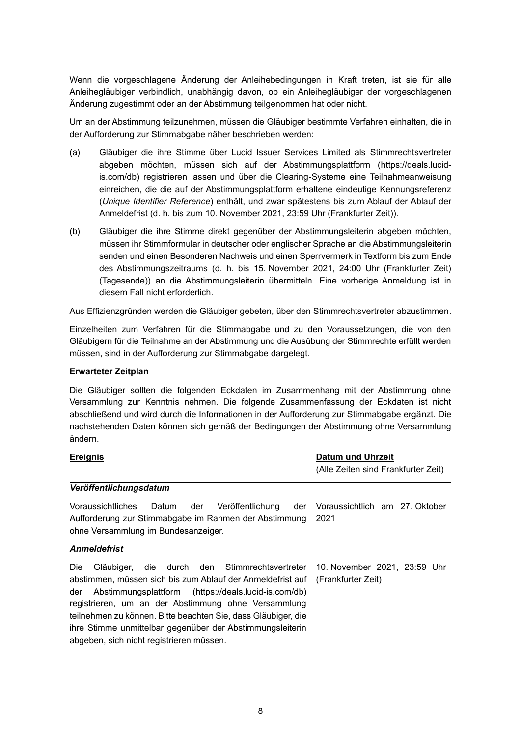Wenn die vorgeschlagene Änderung der Anleihebedingungen in Kraft treten, ist sie für alle Anleihegläubiger verbindlich, unabhängig davon, ob ein Anleihegläubiger der vorgeschlagenen Änderung zugestimmt oder an der Abstimmung teilgenommen hat oder nicht.

Um an der Abstimmung teilzunehmen, müssen die Gläubiger bestimmte Verfahren einhalten, die in der Aufforderung zur Stimmabgabe näher beschrieben werden:

(a) Gläubiger die ihre Stimme über Lucid Issuer Services Limited als Stimmrechtsvertreter abgeben möchten, müssen sich auf der Abstimmungsplattform (https://deals.lucid-is.com/db) registrieren lassen und über die Clearing-Systeme eine Teilnahmeanweisung einreichen, die die auf der Abstimmungsplattform erhaltene eindeutige Kennungsreferenz (*Unique Identifier Reference*) enthält, und zwar spätestens bis zum Ablauf der Ablauf der Anmeldefrist (d. h. bis zum 10. November 2021, 23:59 Uhr (Frankfurter Zeit)).

(b) Gläubiger die ihre Stimme direkt gegenüber der Abstimmungsleiterin abgeben möchten, müssen ihr Stimmformular in deutscher oder englischer Sprache an die Abstimmungsleiterin senden und einen Besonderen Nachweis und einen Sperrvermerk in Textform bis zum Ende des Abstimmungszeitraums (d. h. bis 15. November 2021, 24:00 Uhr (Frankfurter Zeit) (Tagesende)) an die Abstimmungsleiterin übermitteln. Eine vorherige Anmeldung ist in diesem Fall nicht erforderlich.

Aus Effizienzgründen werden die Gläubiger gebeten, über den Stimmrechtsvertreter abzustimmen.

Einzelheiten zum Verfahren für die Stimmabgabe und zu den Voraussetzungen, die von den Gläubigern für die Teilnahme an der Abstimmung und die Ausübung der Stimmrechte erfüllt werden müssen, sind in der Aufforderung zur Stimmabgabe dargelegt.

**Erwarteter Zeitplan**

Die Gläubiger sollten die folgenden Eckdaten im Zusammenhang mit der Abstimmung ohne Versammlung zur Kenntnis nehmen. Die folgende Zusammenfassung der Eckdaten ist nicht abschließend und wird durch die Informationen in der Aufforderung zur Stimmabgabe ergänzt. Die nachstehenden Daten können sich gemäß der Bedingungen der Abstimmung ohne Versammlung ändern.

| **Ereignis** | **Datum und Uhrzeit** (Alle Zeiten sind Frankfurter Zeit) |
|---|---|
| ***Veröffentlichungsdatum*** | |
| Voraussichtliches Datum der Veröffentlichung der Aufforderung zur Stimmabgabe im Rahmen der Abstimmung ohne Versammlung im Bundesanzeiger. | Voraussichtlich am 27. Oktober 2021 |
| ***Anmeldefrist*** | |
| Die Gläubiger, die durch den Stimmrechtsvertreter abstimmen, müssen sich bis zum Ablauf der Anmeldefrist auf der Abstimmungsplattform (https://deals.lucid-is.com/db) registrieren, um an der Abstimmung ohne Versammlung teilnehmen zu können. Bitte beachten Sie, dass Gläubiger, die ihre Stimme unmittelbar gegenüber der Abstimmungsleiterin abgeben, sich nicht registrieren müssen. | 10. November 2021, 23:59 Uhr (Frankfurter Zeit) |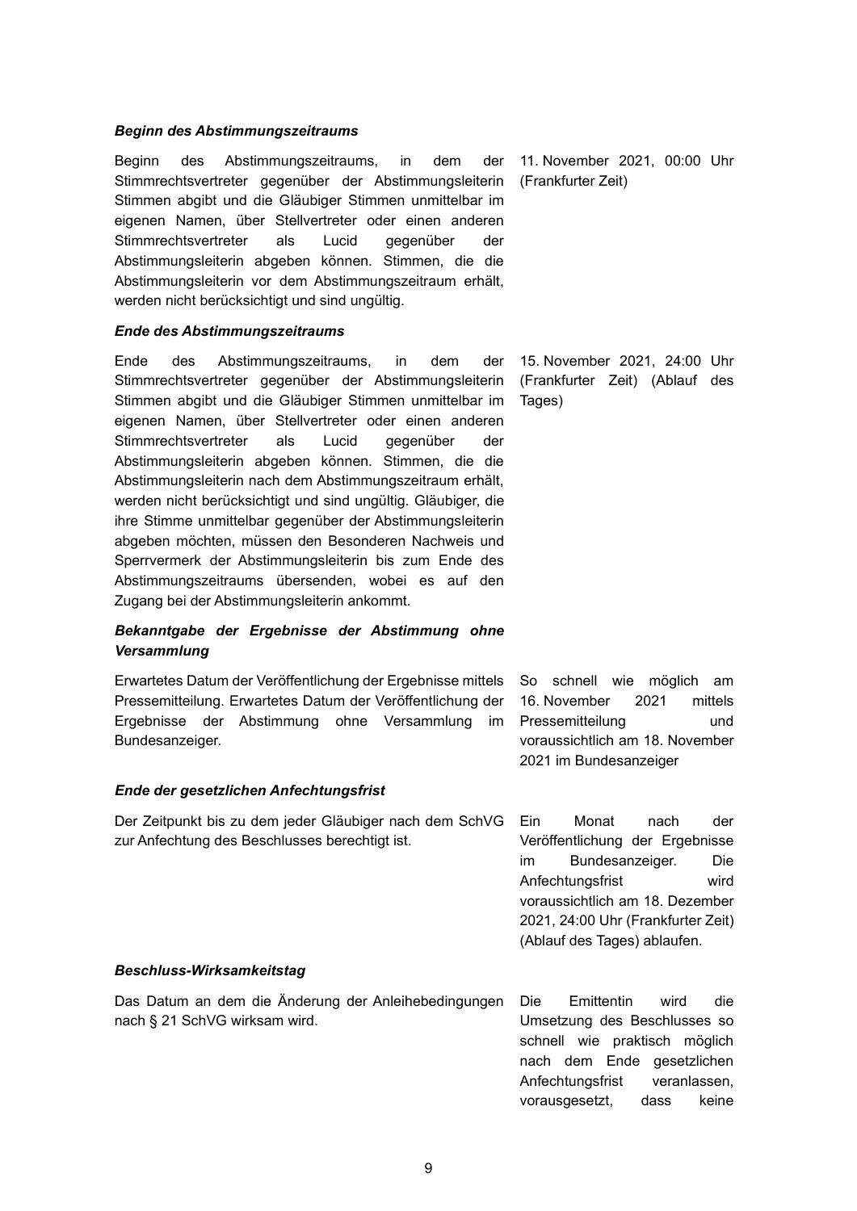***Beginn des Abstimmungszeitraums***

| | |
|---|---|
| Beginn des Abstimmungszeitraums, in dem der Stimmrechtsvertreter gegenüber der Abstimmungsleiterin Stimmen abgibt und die Gläubiger Stimmen unmittelbar im eigenen Namen, über Stellvertreter oder einen anderen Stimmrechtsvertreter als Lucid gegenüber der Abstimmungsleiterin abgeben können. Stimmen, die die Abstimmungsleiterin vor dem Abstimmungszeitraum erhält, werden nicht berücksichtigt und sind ungültig. | 11. November 2021, 00:00 Uhr (Frankfurter Zeit) |

***Ende des Abstimmungszeitraums***

| | |
|---|---|
| Ende des Abstimmungszeitraums, in dem der Stimmrechtsvertreter gegenüber der Abstimmungsleiterin Stimmen abgibt und die Gläubiger Stimmen unmittelbar im eigenen Namen, über Stellvertreter oder einen anderen Stimmrechtsvertreter als Lucid gegenüber der Abstimmungsleiterin abgeben können. Stimmen, die die Abstimmungsleiterin nach dem Abstimmungszeitraum erhält, werden nicht berücksichtigt und sind ungültig. Gläubiger, die ihre Stimme unmittelbar gegenüber der Abstimmungsleiterin abgeben möchten, müssen den Besonderen Nachweis und Sperrvermerk der Abstimmungsleiterin bis zum Ende des Abstimmungszeitraums übersenden, wobei es auf den Zugang bei der Abstimmungsleiterin ankommt. | 15. November 2021, 24:00 Uhr (Frankfurter Zeit) (Ablauf des Tages) |

***Bekanntgabe der Ergebnisse der Abstimmung ohne Versammlung***

| | |
|---|---|
| Erwartetes Datum der Veröffentlichung der Ergebnisse mittels Pressemitteilung. Erwartetes Datum der Veröffentlichung der Ergebnisse der Abstimmung ohne Versammlung im Bundesanzeiger. | So schnell wie möglich am 16. November 2021 mittels Pressemitteilung und voraussichtlich am 18. November 2021 im Bundesanzeiger |

***Ende der gesetzlichen Anfechtungsfrist***

| | |
|---|---|
| Der Zeitpunkt bis zu dem jeder Gläubiger nach dem SchVG zur Anfechtung des Beschlusses berechtigt ist. | Ein Monat nach der Veröffentlichung der Ergebnisse im Bundesanzeiger. Die Anfechtungsfrist wird voraussichtlich am 18. Dezember 2021, 24:00 Uhr (Frankfurter Zeit) (Ablauf des Tages) ablaufen. |

***Beschluss-Wirksamkeitstag***

| | |
|---|---|
| Das Datum an dem die Änderung der Anleihebedingungen nach § 21 SchVG wirksam wird. | Die Emittentin wird die Umsetzung des Beschlusses so schnell wie praktisch möglich nach dem Ende gesetzlichen Anfechtungsfrist veranlassen, vorausgesetzt, dass keine |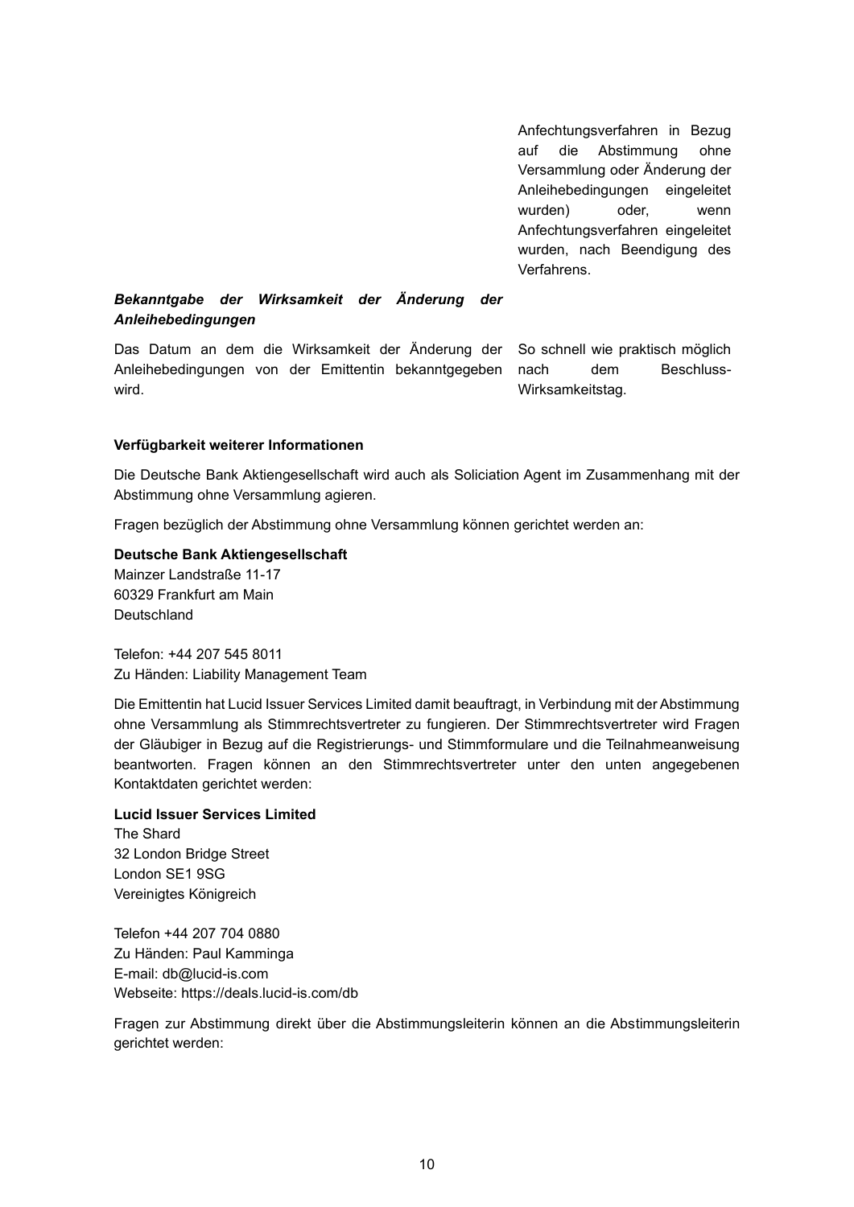| | |
|---|---|
| | Anfechtungsverfahren in Bezug auf die Abstimmung ohne Versammlung oder Änderung der Anleihebedingungen eingeleitet wurden) oder, wenn Anfechtungsverfahren eingeleitet wurden, nach Beendigung des Verfahrens. |
| ***Bekanntgabe der Wirksamkeit der Änderung der Anleihebedingungen*** | |
| Das Datum an dem die Wirksamkeit der Änderung der Anleihebedingungen von der Emittentin bekanntgegeben wird. | So schnell wie praktisch möglich nach dem Beschluss-Wirksamkeitstag. |

**Verfügbarkeit weiterer Informationen**

Die Deutsche Bank Aktiengesellschaft wird auch als Soliciation Agent im Zusammenhang mit der Abstimmung ohne Versammlung agieren.

Fragen bezüglich der Abstimmung ohne Versammlung können gerichtet werden an:

**Deutsche Bank Aktiengesellschaft**
Mainzer Landstraße 11-17
60329 Frankfurt am Main
Deutschland

Telefon: +44 207 545 8011
Zu Händen: Liability Management Team

Die Emittentin hat Lucid Issuer Services Limited damit beauftragt, in Verbindung mit der Abstimmung ohne Versammlung als Stimmrechtsvertreter zu fungieren. Der Stimmrechtsvertreter wird Fragen der Gläubiger in Bezug auf die Registrierungs- und Stimmformulare und die Teilnahmeanweisung beantworten. Fragen können an den Stimmrechtsvertreter unter den unten angegebenen Kontaktdaten gerichtet werden:

**Lucid Issuer Services Limited**
The Shard
32 London Bridge Street
London SE1 9SG
Vereinigtes Königreich

Telefon +44 207 704 0880
Zu Händen: Paul Kamminga
E-mail: db@lucid-is.com
Webseite: https://deals.lucid-is.com/db

Fragen zur Abstimmung direkt über die Abstimmungsleiterin können an die Abstimmungsleiterin gerichtet werden: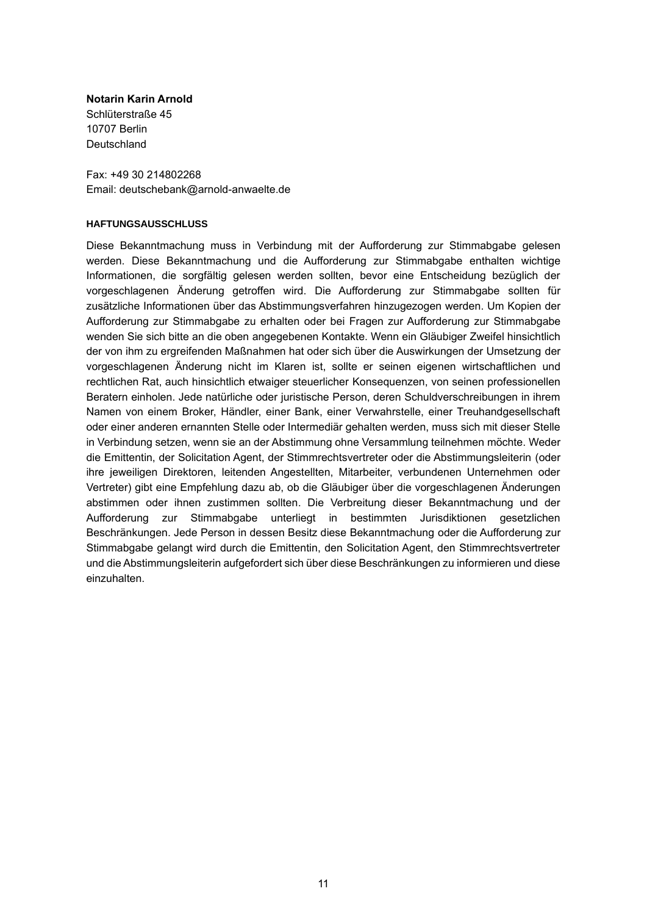**Notarin Karin Arnold**
Schlüterstraße 45
10707 Berlin
Deutschland

Fax: +49 30 214802268
Email: deutschebank@arnold-anwaelte.de

### HAFTUNGSAUSSCHLUSS

Diese Bekanntmachung muss in Verbindung mit der Aufforderung zur Stimmabgabe gelesen werden. Diese Bekanntmachung und die Aufforderung zur Stimmabgabe enthalten wichtige Informationen, die sorgfältig gelesen werden sollten, bevor eine Entscheidung bezüglich der vorgeschlagenen Änderung getroffen wird. Die Aufforderung zur Stimmabgabe sollten für zusätzliche Informationen über das Abstimmungsverfahren hinzugezogen werden. Um Kopien der Aufforderung zur Stimmabgabe zu erhalten oder bei Fragen zur Aufforderung zur Stimmabgabe wenden Sie sich bitte an die oben angegebenen Kontakte. Wenn ein Gläubiger Zweifel hinsichtlich der von ihm zu ergreifenden Maßnahmen hat oder sich über die Auswirkungen der Umsetzung der vorgeschlagenen Änderung nicht im Klaren ist, sollte er seinen eigenen wirtschaftlichen und rechtlichen Rat, auch hinsichtlich etwaiger steuerlicher Konsequenzen, von seinen professionellen Beratern einholen. Jede natürliche oder juristische Person, deren Schuldverschreibungen in ihrem Namen von einem Broker, Händler, einer Bank, einer Verwahrstelle, einer Treuhandgesellschaft oder einer anderen ernannten Stelle oder Intermediär gehalten werden, muss sich mit dieser Stelle in Verbindung setzen, wenn sie an der Abstimmung ohne Versammlung teilnehmen möchte. Weder die Emittentin, der Solicitation Agent, der Stimmrechtsvertreter oder die Abstimmungsleiterin (oder ihre jeweiligen Direktoren, leitenden Angestellten, Mitarbeiter, verbundenen Unternehmen oder Vertreter) gibt eine Empfehlung dazu ab, ob die Gläubiger über die vorgeschlagenen Änderungen abstimmen oder ihnen zustimmen sollten. Die Verbreitung dieser Bekanntmachung und der Aufforderung zur Stimmabgabe unterliegt in bestimmten Jurisdiktionen gesetzlichen Beschränkungen. Jede Person in dessen Besitz diese Bekanntmachung oder die Aufforderung zur Stimmabgabe gelangt wird durch die Emittentin, den Solicitation Agent, den Stimmrechtsvertreter und die Abstimmungsleiterin aufgefordert sich über diese Beschränkungen zu informieren und diese einzuhalten.